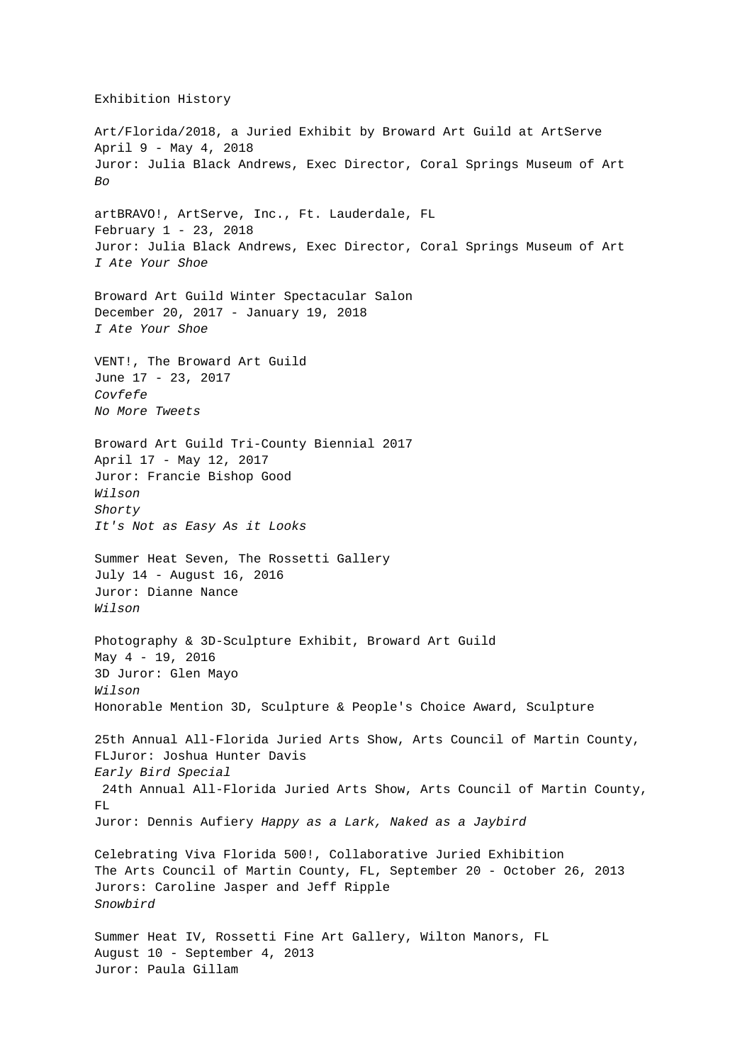# Exhibition History

Art/Florida/2018, a Juried Exhibit by Broward Art Guild at ArtServe
April 9 - May 4, 2018
Juror: Julia Black Andrews, Exec Director, Coral Springs Museum of Art
*Bo*

artBRAVO!, ArtServe, Inc., Ft. Lauderdale, FL
February 1 - 23, 2018
Juror: Julia Black Andrews, Exec Director, Coral Springs Museum of Art
*I Ate Your Shoe*

Broward Art Guild Winter Spectacular Salon
December 20, 2017 - January 19, 2018
*I Ate Your Shoe*

VENT!, The Broward Art Guild
June 17 - 23, 2017
*Covfefe*
*No More Tweets*

Broward Art Guild Tri-County Biennial 2017
April 17 - May 12, 2017
Juror: Francie Bishop Good
*Wilson*
*Shorty*
*It's Not as Easy As it Looks*

Summer Heat Seven, The Rossetti Gallery
July 14 - August 16, 2016
Juror: Dianne Nance
*Wilson*

Photography & 3D-Sculpture Exhibit, Broward Art Guild
May 4 - 19, 2016
3D Juror: Glen Mayo
*Wilson*
Honorable Mention 3D, Sculpture & People's Choice Award, Sculpture

25th Annual All-Florida Juried Arts Show, Arts Council of Martin County, FLJuror: Joshua Hunter Davis
*Early Bird Special*
24th Annual All-Florida Juried Arts Show, Arts Council of Martin County, FL
Juror: Dennis Aufiery *Happy as a Lark, Naked as a Jaybird*

Celebrating Viva Florida 500!, Collaborative Juried Exhibition
The Arts Council of Martin County, FL, September 20 - October 26, 2013
Jurors: Caroline Jasper and Jeff Ripple
*Snowbird*

Summer Heat IV, Rossetti Fine Art Gallery, Wilton Manors, FL
August 10 - September 4, 2013
Juror: Paula Gillam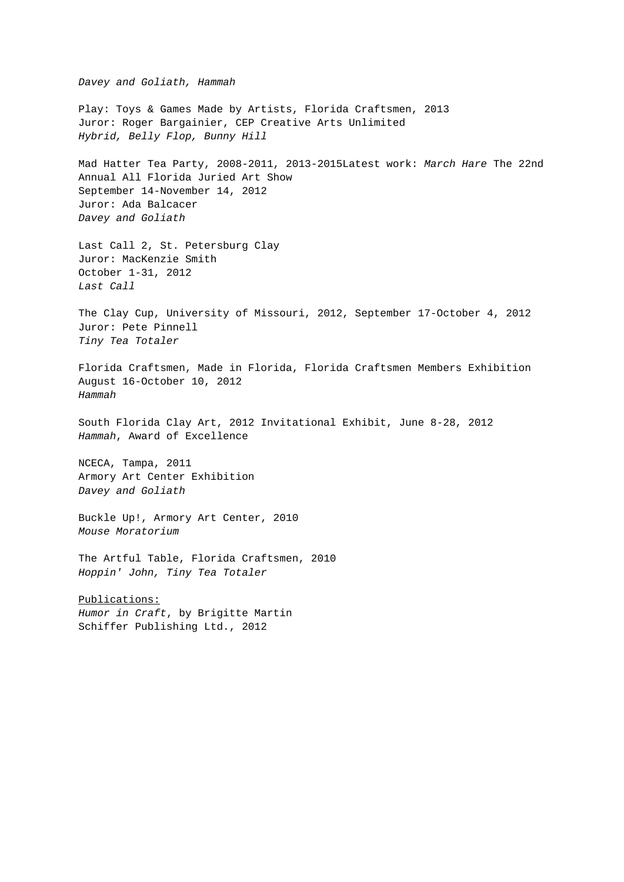*Davey and Goliath, Hammah*

Play: Toys & Games Made by Artists, Florida Craftsmen, 2013
Juror: Roger Bargainier, CEP Creative Arts Unlimited
*Hybrid, Belly Flop, Bunny Hill*

Mad Hatter Tea Party, 2008-2011, 2013-2015Latest work: *March Hare* The 22nd Annual All Florida Juried Art Show
September 14-November 14, 2012
Juror: Ada Balcacer
*Davey and Goliath*

Last Call 2, St. Petersburg Clay
Juror: MacKenzie Smith
October 1-31, 2012
*Last Call*

The Clay Cup, University of Missouri, 2012, September 17-October 4, 2012
Juror: Pete Pinnell
*Tiny Tea Totaler*

Florida Craftsmen, Made in Florida, Florida Craftsmen Members Exhibition
August 16-October 10, 2012
*Hammah*

South Florida Clay Art, 2012 Invitational Exhibit, June 8-28, 2012
*Hammah*, Award of Excellence

NCECA, Tampa, 2011
Armory Art Center Exhibition
*Davey and Goliath*

Buckle Up!, Armory Art Center, 2010
*Mouse Moratorium*

The Artful Table, Florida Craftsmen, 2010
*Hoppin' John, Tiny Tea Totaler*

<u>Publications:</u>
*Humor in Craft*, by Brigitte Martin
Schiffer Publishing Ltd., 2012